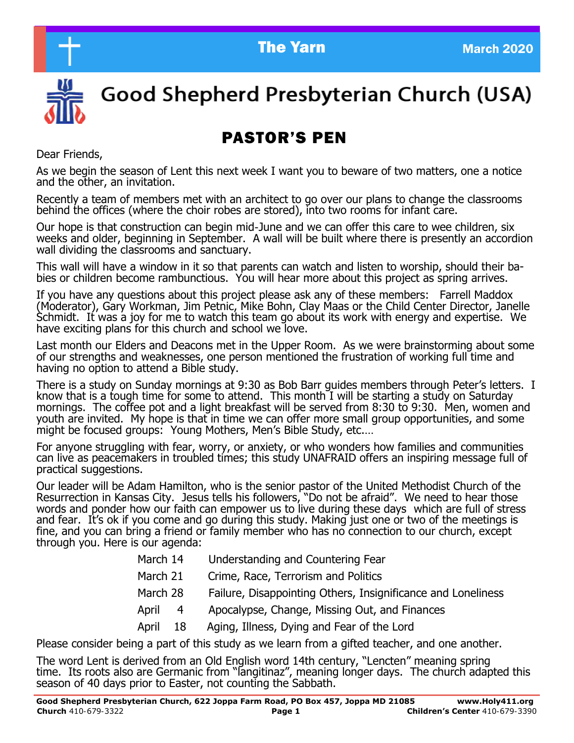The Yarn

March 2020

# Good Shepherd Presbyterian Church (USA)

## PASTOR'S PEN

Dear Friends,

As we begin the season of Lent this next week I want you to beware of two matters, one a notice and the other, an invitation.

Recently a team of members met with an architect to go over our plans to change the classrooms behind the offices (where the choir robes are stored), into two rooms for infant care.

Our hope is that construction can begin mid-June and we can offer this care to wee children, six weeks and older, beginning in September. A wall will be built where there is presently an accordion wall dividing the classrooms and sanctuary.

This wall will have a window in it so that parents can watch and listen to worship, should their babies or children become rambunctious. You will hear more about this project as spring arrives.

If you have any questions about this project please ask any of these members: Farrell Maddox (Moderator), Gary Workman, Jim Petnic, Mike Bohn, Clay Maas or the Child Center Director, Janelle Schmidt. It was a joy for me to watch this team go about its work with energy and expertise. We have exciting plans for this church and school we love.

Last month our Elders and Deacons met in the Upper Room. As we were brainstorming about some of our strengths and weaknesses, one person mentioned the frustration of working full time and having no option to attend a Bible study.

There is a study on Sunday mornings at 9:30 as Bob Barr guides members through Peter's letters. I know that is a tough time for some to attend. This month I will be starting a study on Saturday mornings. The coffee pot and a light breakfast will be served from 8:30 to 9:30. Men, women and youth are invited. My hope is that in time we can offer more small group opportunities, and some might be focused groups: Young Mothers, Men's Bible Study, etc.…

For anyone struggling with fear, worry, or anxiety, or who wonders how families and communities can live as peacemakers in troubled times; this study UNAFRAID offers an inspiring message full of practical suggestions.

Our leader will be Adam Hamilton, who is the senior pastor of the United Methodist Church of the Resurrection in Kansas City. Jesus tells his followers, "Do not be afraid". We need to hear those words and ponder how our faith can empower us to live during these days which are full of stress and fear. It's ok if you come and go during this study. Making just one or two of the meetings is fine, and you can bring a friend or family member who has no connection to our church, except through you. Here is our agenda:

| | |
|---|---|
| March 14 | Understanding and Countering Fear |
| March 21 | Crime, Race, Terrorism and Politics |
| March 28 | Failure, Disappointing Others, Insignificance and Loneliness |
| April 4 | Apocalypse, Change, Missing Out, and Finances |
| April 18 | Aging, Illness, Dying and Fear of the Lord |

Please consider being a part of this study as we learn from a gifted teacher, and one another.

The word Lent is derived from an Old English word 14th century, "Lencten" meaning spring time. Its roots also are Germanic from "langitinaz", meaning longer days. The church adapted this season of 40 days prior to Easter, not counting the Sabbath.

**Good Shepherd Presbyterian Church, 622 Joppa Farm Road, PO Box 457, Joppa MD 21085** **www.Holy411.org**
**Church** 410-679-3322 **Children's Center** 410-679-3390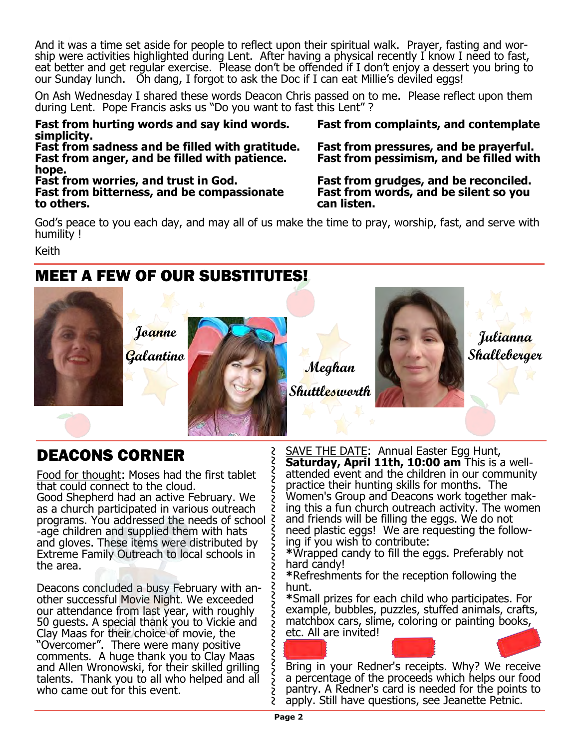And it was a time set aside for people to reflect upon their spiritual walk. Prayer, fasting and worship were activities highlighted during Lent. After having a physical recently I know I need to fast, eat better and get regular exercise. Please don't be offended if I don't enjoy a dessert you bring to our Sunday lunch. Oh dang, I forgot to ask the Doc if I can eat Millie's deviled eggs!

On Ash Wednesday I shared these words Deacon Chris passed on to me. Please reflect upon them during Lent. Pope Francis asks us "Do you want to fast this Lent" ?

**Fast from hurting words and say kind words.**
**Fast from sadness and be filled with gratitude.**
**Fast from anger, and be filled with patience.**
**Fast from worries, and trust in God.**
**Fast from bitterness, and be compassionate to others.**
**Fast from complaints, and contemplate simplicity.**
**Fast from pressures, and be prayerful.**
**Fast from pessimism, and be filled with hope.**
**Fast from grudges, and be reconciled.**
**Fast from words, and be silent so you can listen.**

God's peace to you each day, and may all of us make the time to pray, worship, fast, and serve with humility !

Keith

## MEET A FEW OF OUR SUBSTITUTES!

*Joanne Galantino*

*Meghan Shuttlesworth*

*Julianna Shalleberger*

## DEACONS CORNER

Food for thought: Moses had the first tablet that could connect to the cloud.

Good Shepherd had an active February. We as a church participated in various outreach programs. You addressed the needs of school-age children and supplied them with hats and gloves. These items were distributed by Extreme Family Outreach to local schools in the area.

Deacons concluded a busy February with another successful Movie Night. We exceeded our attendance from last year, with roughly 50 guests. A special thank you to Vickie and Clay Maas for their choice of movie, the "Overcomer". There were many positive comments. A huge thank you to Clay Maas and Allen Wronowski, for their skilled grilling talents. Thank you to all who helped and all who came out for this event.

SAVE THE DATE: Annual Easter Egg Hunt, **Saturday, April 11th, 10:00 am** This is a well-attended event and the children in our community practice their hunting skills for months. The Women's Group and Deacons work together making this a fun church outreach activity. The women and friends will be filling the eggs. We do not need plastic eggs! We are requesting the following if you wish to contribute:

*Wrapped candy to fill the eggs. Preferably not hard candy!

*Refreshments for the reception following the hunt.

*Small prizes for each child who participates. For example, bubbles, puzzles, stuffed animals, crafts, matchbox cars, slime, coloring or painting books, etc. All are invited!

Bring in your Redner's receipts. Why? We receive a percentage of the proceeds which helps our food pantry. A Redner's card is needed for the points to apply. Still have questions, see Jeanette Petnic.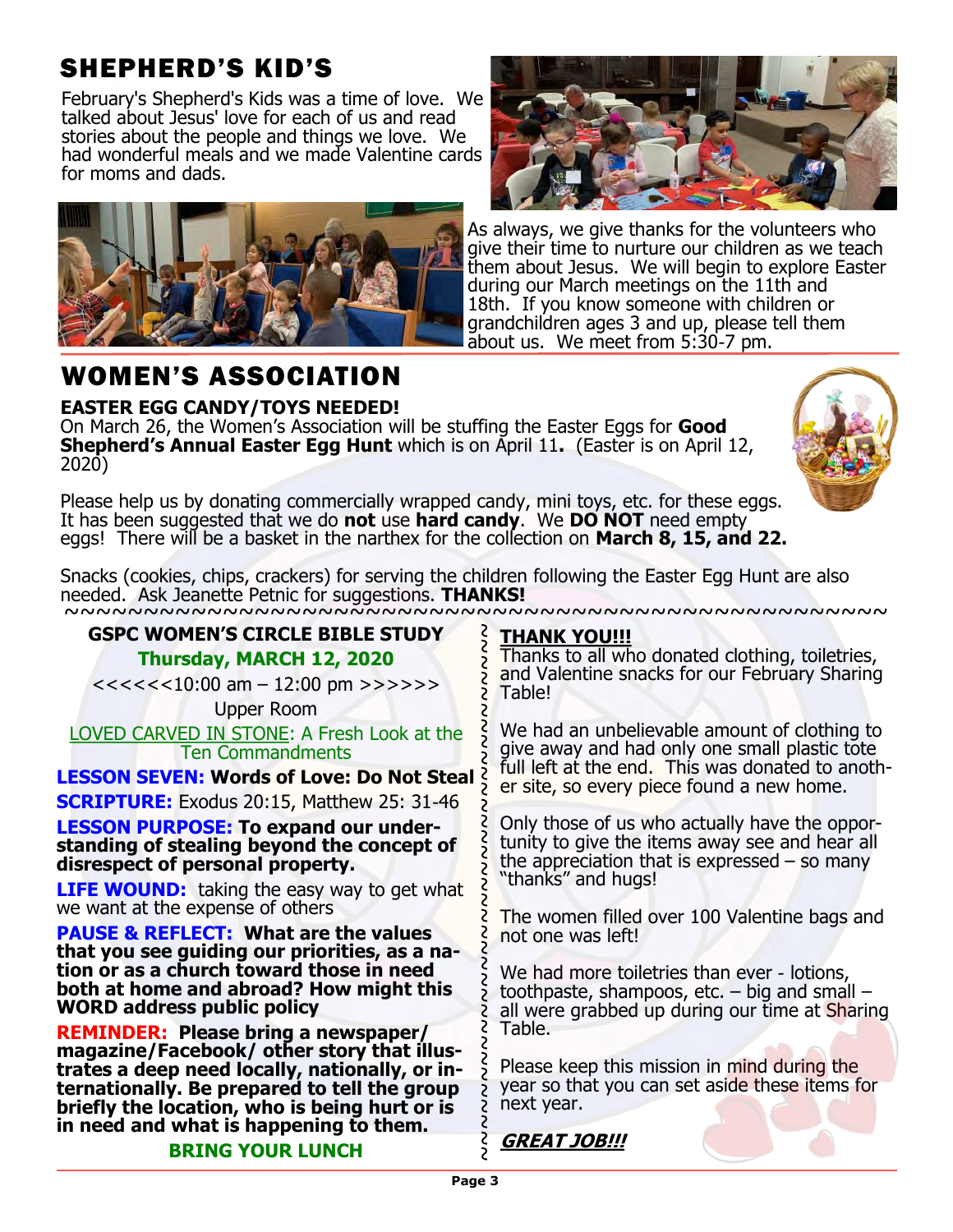## SHEPHERD'S KID'S

February's Shepherd's Kids was a time of love. We talked about Jesus' love for each of us and read stories about the people and things we love. We had wonderful meals and we made Valentine cards for moms and dads.

As always, we give thanks for the volunteers who give their time to nurture our children as we teach them about Jesus. We will begin to explore Easter during our March meetings on the 11th and 18th. If you know someone with children or grandchildren ages 3 and up, please tell them about us. We meet from 5:30-7 pm.

## WOMEN'S ASSOCIATION

**EASTER EGG CANDY/TOYS NEEDED!**

On March 26, the Women's Association will be stuffing the Easter Eggs for **Good Shepherd's Annual Easter Egg Hunt** which is on April 11**.** (Easter is on April 12, 2020)

Please help us by donating commercially wrapped candy, mini toys, etc. for these eggs. It has been suggested that we do **not** use **hard candy**. We **DO NOT** need empty eggs! There will be a basket in the narthex for the collection on **March 8, 15, and 22.**

Snacks (cookies, chips, crackers) for serving the children following the Easter Egg Hunt are also needed. Ask Jeanette Petnic for suggestions. **THANKS!**

~~~~~~~~~~~~~~~~~~~~~~~~~~~~~~~~~~~~~~~~~~~~~~~~~~~~~~~~

### GSPC WOMEN'S CIRCLE BIBLE STUDY

**Thursday, MARCH 12, 2020**

<<<<<<10:00 am – 12:00 pm >>>>>>

Upper Room

LOVED CARVED IN STONE: A Fresh Look at the Ten Commandments

**LESSON SEVEN: Words of Love: Do Not Steal**

**SCRIPTURE:** Exodus 20:15, Matthew 25: 31-46

**LESSON PURPOSE: To expand our understanding of stealing beyond the concept of disrespect of personal property.**

**LIFE WOUND:** taking the easy way to get what we want at the expense of others

**PAUSE & REFLECT: What are the values that you see guiding our priorities, as a nation or as a church toward those in need both at home and abroad? How might this WORD address public policy**

**REMINDER: Please bring a newspaper/ magazine/Facebook/ other story that illustrates a deep need locally, nationally, or internationally. Be prepared to tell the group briefly the location, who is being hurt or is in need and what is happening to them.**

**BRING YOUR LUNCH**

### THANK YOU!!!

Thanks to all who donated clothing, toiletries, and Valentine snacks for our February Sharing Table!

We had an unbelievable amount of clothing to give away and had only one small plastic tote full left at the end. This was donated to another site, so every piece found a new home.

Only those of us who actually have the opportunity to give the items away see and hear all the appreciation that is expressed – so many "thanks" and hugs!

The women filled over 100 Valentine bags and not one was left!

We had more toiletries than ever - lotions, toothpaste, shampoos, etc. – big and small – all were grabbed up during our time at Sharing Table.

Please keep this mission in mind during the year so that you can set aside these items for next year.

***GREAT JOB!!!***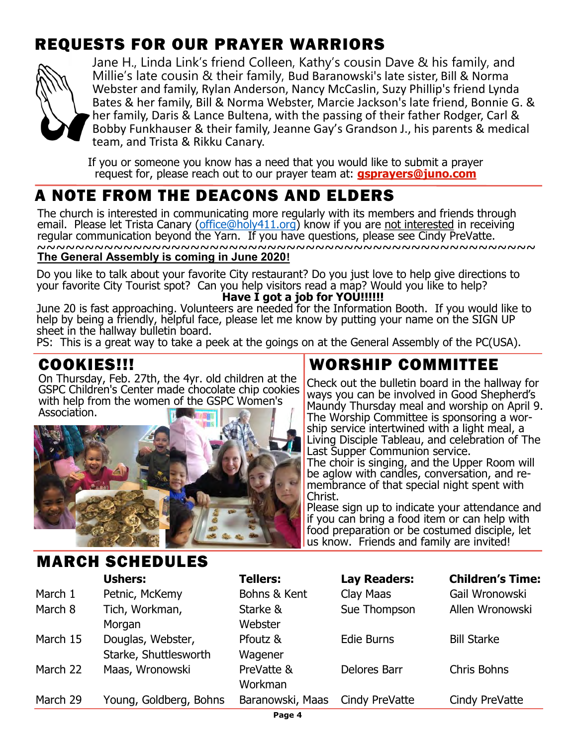## REQUESTS FOR OUR PRAYER WARRIORS

Jane H., Linda Link's friend Colleen, Kathy's cousin Dave & his family, and Millie's late cousin & their family, Bud Baranowski's late sister, Bill & Norma Webster and family, Rylan Anderson, Nancy McCaslin, Suzy Phillip's friend Lynda Bates & her family, Bill & Norma Webster, Marcie Jackson's late friend, Bonnie G. & her family, Daris & Lance Bultena, with the passing of their father Rodger, Carl & Bobby Funkhauser & their family, Jeanne Gay's Grandson J., his parents & medical team, and Trista & Rikku Canary.

If you or someone you know has a need that you would like to submit a prayer request for, please reach out to our prayer team at: **gsprayers@juno.com**

## A NOTE FROM THE DEACONS AND ELDERS

The church is interested in communicating more regularly with its members and friends through email. Please let Trista Canary (office@holy411.org) know if you are not interested in receiving regular communication beyond the Yarn. If you have questions, please see Cindy PreVatte.

~~~~~~~~~~~~~~~~~~~~~~~~~~~~~~~~~~~~~~~~~~~~~~~~~~~~~~~~

**The General Assembly is coming in June 2020!**

Do you like to talk about your favorite City restaurant? Do you just love to help give directions to your favorite City Tourist spot? Can you help visitors read a map? Would you like to help?

**Have I got a job for YOU!!!!!!**

June 20 is fast approaching. Volunteers are needed for the Information Booth. If you would like to help by being a friendly, helpful face, please let me know by putting your name on the SIGN UP sheet in the hallway bulletin board.

PS: This is a great way to take a peek at the goings on at the General Assembly of the PC(USA).

## COOKIES!!!

On Thursday, Feb. 27th, the 4yr. old children at the GSPC Children's Center made chocolate chip cookies with help from the women of the GSPC Women's Association.

## WORSHIP COMMITTEE

Check out the bulletin board in the hallway for ways you can be involved in Good Shepherd's Maundy Thursday meal and worship on April 9. The Worship Committee is sponsoring a worship service intertwined with a light meal, a Living Disciple Tableau, and celebration of The Last Supper Communion service.

The choir is singing, and the Upper Room will be aglow with candles, conversation, and remembrance of that special night spent with Christ.

Please sign up to indicate your attendance and if you can bring a food item or can help with food preparation or be costumed disciple, let us know. Friends and family are invited!

## MARCH SCHEDULES

| | Ushers: | Tellers: | Lay Readers: | Children's Time: |
|---|---|---|---|---|
| March 1 | Petnic, McKemy | Bohns & Kent | Clay Maas | Gail Wronowski |
| March 8 | Tich, Workman, Morgan | Starke & Webster | Sue Thompson | Allen Wronowski |
| March 15 | Douglas, Webster, Starke, Shuttlesworth | Pfoutz & Wagener | Edie Burns | Bill Starke |
| March 22 | Maas, Wronowski | PreVatte & Workman | Delores Barr | Chris Bohns |
| March 29 | Young, Goldberg, Bohns | Baranowski, Maas | Cindy PreVatte | Cindy PreVatte |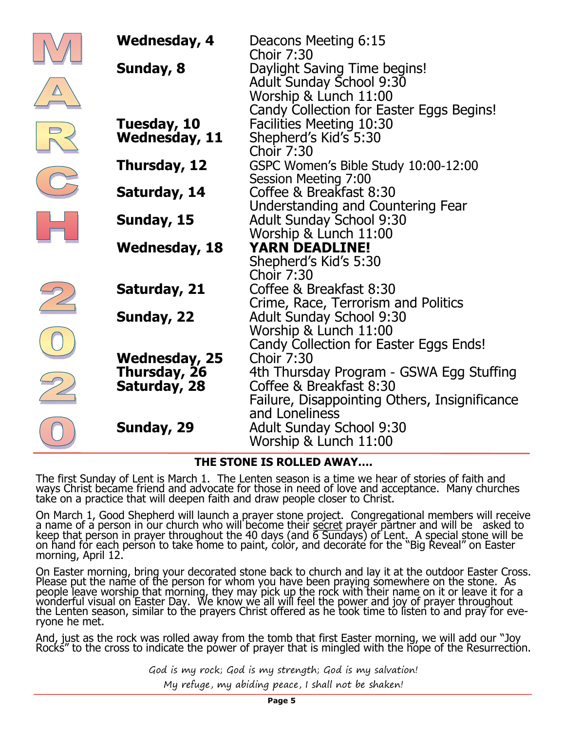# MARCH 2020

| Date | Events |
|---|---|
| **Wednesday, 4** | Deacons Meeting 6:15<br>Choir 7:30 |
| **Sunday, 8** | Daylight Saving Time begins!<br>Adult Sunday School 9:30<br>Worship & Lunch 11:00<br>Candy Collection for Easter Eggs Begins! |
| **Tuesday, 10** | Facilities Meeting 10:30 |
| **Wednesday, 11** | Shepherd's Kid's 5:30<br>Choir 7:30 |
| **Thursday, 12** | GSPC Women's Bible Study 10:00-12:00<br>Session Meeting 7:00 |
| **Saturday, 14** | Coffee & Breakfast 8:30<br>Understanding and Countering Fear |
| **Sunday, 15** | Adult Sunday School 9:30<br>Worship & Lunch 11:00 |
| **Wednesday, 18** | **YARN DEADLINE!**<br>Shepherd's Kid's 5:30<br>Choir 7:30 |
| **Saturday, 21** | Coffee & Breakfast 8:30<br>Crime, Race, Terrorism and Politics |
| **Sunday, 22** | Adult Sunday School 9:30<br>Worship & Lunch 11:00<br>Candy Collection for Easter Eggs Ends! |
| **Wednesday, 25** | Choir 7:30 |
| **Thursday, 26** | 4th Thursday Program - GSWA Egg Stuffing |
| **Saturday, 28** | Coffee & Breakfast 8:30<br>Failure, Disappointing Others, Insignificance and Loneliness |
| **Sunday, 29** | Adult Sunday School 9:30<br>Worship & Lunch 11:00 |

## THE STONE IS ROLLED AWAY....

The first Sunday of Lent is March 1. The Lenten season is a time we hear of stories of faith and ways Christ became friend and advocate for those in need of love and acceptance. Many churches take on a practice that will deepen faith and draw people closer to Christ.

On March 1, Good Shepherd will launch a prayer stone project. Congregational members will receive a name of a person in our church who will become their <u>secret</u> prayer partner and will be asked to keep that person in prayer throughout the 40 days (and 6 Sundays) of Lent. A special stone will be on hand for each person to take home to paint, color, and decorate for the "Big Reveal" on Easter morning, April 12.

On Easter morning, bring your decorated stone back to church and lay it at the outdoor Easter Cross. Please put the name of the person for whom you have been praying somewhere on the stone. As people leave worship that morning, they may pick up the rock with their name on it or leave it for a wonderful visual on Easter Day. We know we all will feel the power and joy of prayer throughout the Lenten season, similar to the prayers Christ offered as he took time to listen to and pray for everyone he met.

And, just as the rock was rolled away from the tomb that first Easter morning, we will add our "Joy Rocks" to the cross to indicate the power of prayer that is mingled with the hope of the Resurrection.

*God is my rock; God is my strength; God is my salvation!*
*My refuge, my abiding peace, I shall not be shaken!*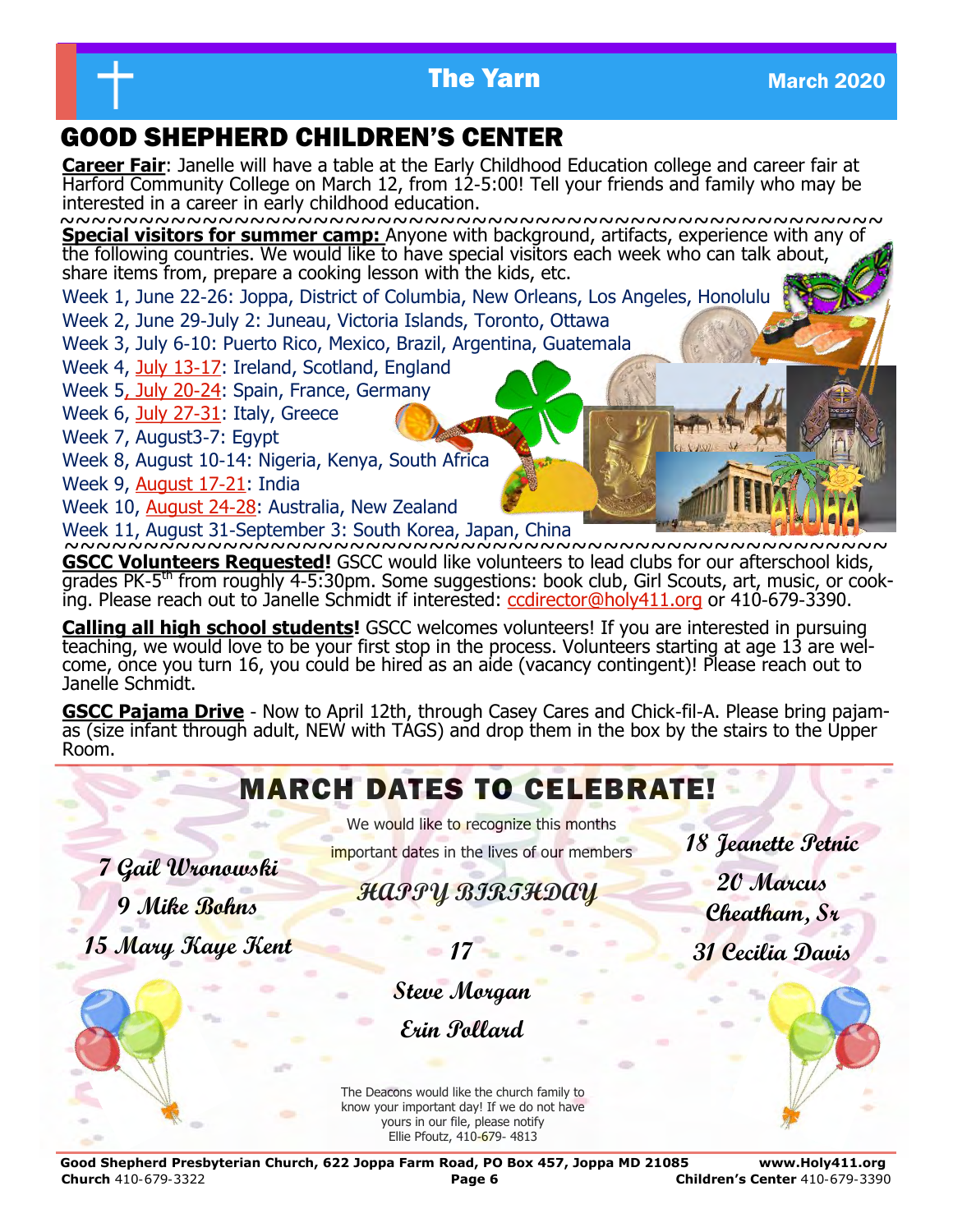# GOOD SHEPHERD CHILDREN'S CENTER

**Career Fair**: Janelle will have a table at the Early Childhood Education college and career fair at Harford Community College on March 12, from 12-5:00! Tell your friends and family who may be interested in a career in early childhood education.

~~~~~~~~~~~~~~~~~~~~~~~~~~~~~~~~~~~~~~~~~~~~~~~~~~~~~~~~~~~~

**Special visitors for summer camp:** Anyone with background, artifacts, experience with any of the following countries. We would like to have special visitors each week who can talk about, share items from, prepare a cooking lesson with the kids, etc.

Week 1, June 22-26: Joppa, District of Columbia, New Orleans, Los Angeles, Honolulu
Week 2, June 29-July 2: Juneau, Victoria Islands, Toronto, Ottawa
Week 3, July 6-10: Puerto Rico, Mexico, Brazil, Argentina, Guatemala
Week 4, July 13-17: Ireland, Scotland, England
Week 5, July 20-24: Spain, France, Germany
Week 6, July 27-31: Italy, Greece
Week 7, August3-7: Egypt
Week 8, August 10-14: Nigeria, Kenya, South Africa
Week 9, August 17-21: India
Week 10, August 24-28: Australia, New Zealand
Week 11, August 31-September 3: South Korea, Japan, China

~~~~~~~~~~~~~~~~~~~~~~~~~~~~~~~~~~~~~~~~~~~~~~~~~~~~~~~~~~~~

**GSCC Volunteers Requested!** GSCC would like volunteers to lead clubs for our afterschool kids, grades PK-5th from roughly 4-5:30pm. Some suggestions: book club, Girl Scouts, art, music, or cooking. Please reach out to Janelle Schmidt if interested: ccdirector@holy411.org or 410-679-3390.

**Calling all high school students!** GSCC welcomes volunteers! If you are interested in pursuing teaching, we would love to be your first stop in the process. Volunteers starting at age 13 are welcome, once you turn 16, you could be hired as an aide (vacancy contingent)! Please reach out to Janelle Schmidt.

**GSCC Pajama Drive** - Now to April 12th, through Casey Cares and Chick-fil-A. Please bring pajamas (size infant through adult, NEW with TAGS) and drop them in the box by the stairs to the Upper Room.

## MARCH DATES TO CELEBRATE!

We would like to recognize this months important dates in the lives of our members

**HAPPY BIRTHDAY**

7 Gail Wronowski
9 Mike Bohns
15 Mary Kaye Kent
17 Steve Morgan, Erin Pollard
18 Jeanette Petnic
20 Marcus Cheatham, Sr
31 Cecilia Davis

The Deacons would like the church family to know your important day! If we do not have yours in our file, please notify Ellie Pfoutz, 410-679- 4813

Good Shepherd Presbyterian Church, 622 Joppa Farm Road, PO Box 457, Joppa MD 21085 www.Holy411.org
**Church** 410-679-3322 **Children's Center** 410-679-3390